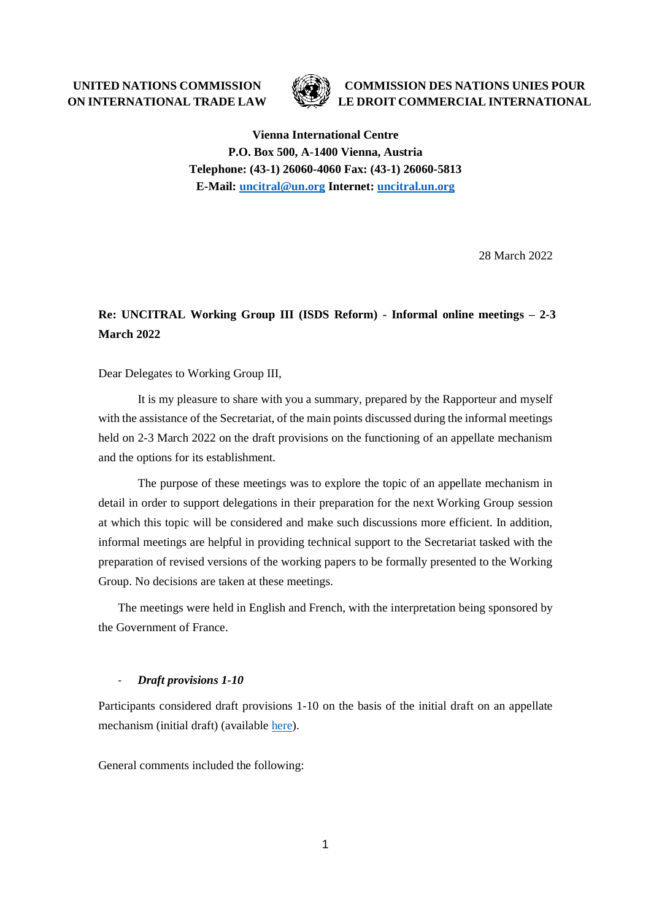**UNITED NATIONS COMMISSION ON INTERNATIONAL TRADE LAW**

**COMMISSION DES NATIONS UNIES POUR LE DROIT COMMERCIAL INTERNATIONAL**

**Vienna International Centre**
**P.O. Box 500, A-1400 Vienna, Austria**
**Telephone: (43-1) 26060-4060 Fax: (43-1) 26060-5813**
**E-Mail: [uncitral@un.org](mailto:uncitral@un.org) Internet: [uncitral.un.org](uncitral.un.org)**

28 March 2022

**Re: UNCITRAL Working Group III (ISDS Reform) - Informal online meetings – 2-3 March 2022**

Dear Delegates to Working Group III,

It is my pleasure to share with you a summary, prepared by the Rapporteur and myself with the assistance of the Secretariat, of the main points discussed during the informal meetings held on 2-3 March 2022 on the draft provisions on the functioning of an appellate mechanism and the options for its establishment.

The purpose of these meetings was to explore the topic of an appellate mechanism in detail in order to support delegations in their preparation for the next Working Group session at which this topic will be considered and make such discussions more efficient. In addition, informal meetings are helpful in providing technical support to the Secretariat tasked with the preparation of revised versions of the working papers to be formally presented to the Working Group. No decisions are taken at these meetings.

The meetings were held in English and French, with the interpretation being sponsored by the Government of France.

- ***Draft provisions 1-10***

Participants considered draft provisions 1-10 on the basis of the initial draft on an appellate mechanism (initial draft) (available here).

General comments included the following: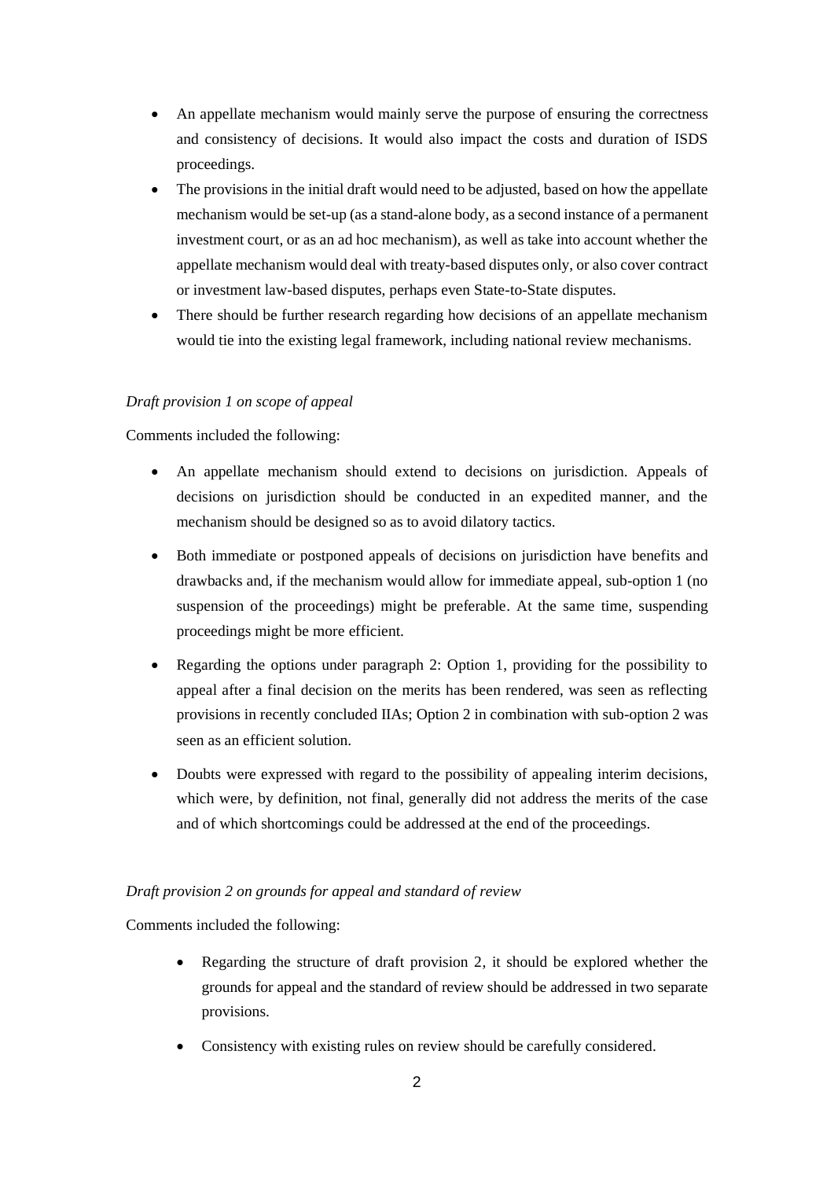- An appellate mechanism would mainly serve the purpose of ensuring the correctness and consistency of decisions. It would also impact the costs and duration of ISDS proceedings.
- The provisions in the initial draft would need to be adjusted, based on how the appellate mechanism would be set-up (as a stand-alone body, as a second instance of a permanent investment court, or as an ad hoc mechanism), as well as take into account whether the appellate mechanism would deal with treaty-based disputes only, or also cover contract or investment law-based disputes, perhaps even State-to-State disputes.
- There should be further research regarding how decisions of an appellate mechanism would tie into the existing legal framework, including national review mechanisms.

*Draft provision 1 on scope of appeal*

Comments included the following:

- An appellate mechanism should extend to decisions on jurisdiction. Appeals of decisions on jurisdiction should be conducted in an expedited manner, and the mechanism should be designed so as to avoid dilatory tactics.
- Both immediate or postponed appeals of decisions on jurisdiction have benefits and drawbacks and, if the mechanism would allow for immediate appeal, sub-option 1 (no suspension of the proceedings) might be preferable. At the same time, suspending proceedings might be more efficient.
- Regarding the options under paragraph 2: Option 1, providing for the possibility to appeal after a final decision on the merits has been rendered, was seen as reflecting provisions in recently concluded IIAs; Option 2 in combination with sub-option 2 was seen as an efficient solution.
- Doubts were expressed with regard to the possibility of appealing interim decisions, which were, by definition, not final, generally did not address the merits of the case and of which shortcomings could be addressed at the end of the proceedings.

*Draft provision 2 on grounds for appeal and standard of review*

Comments included the following:

- Regarding the structure of draft provision 2, it should be explored whether the grounds for appeal and the standard of review should be addressed in two separate provisions.
- Consistency with existing rules on review should be carefully considered.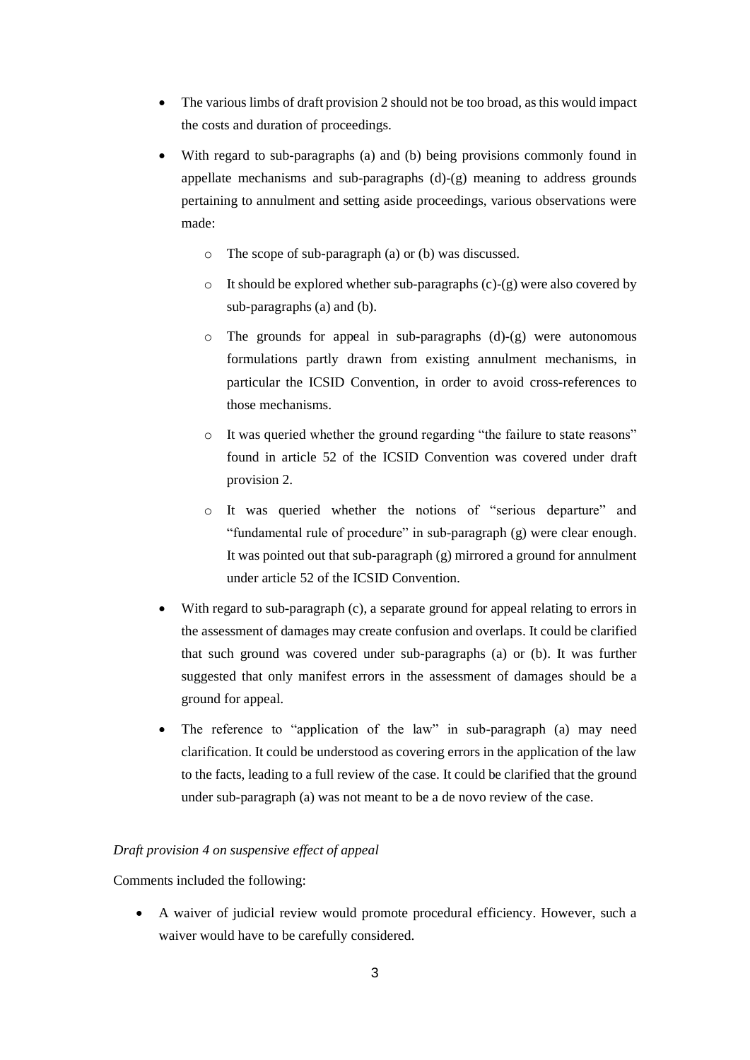- The various limbs of draft provision 2 should not be too broad, as this would impact the costs and duration of proceedings.
- With regard to sub-paragraphs (a) and (b) being provisions commonly found in appellate mechanisms and sub-paragraphs (d)-(g) meaning to address grounds pertaining to annulment and setting aside proceedings, various observations were made:
  - The scope of sub-paragraph (a) or (b) was discussed.
  - It should be explored whether sub-paragraphs (c)-(g) were also covered by sub-paragraphs (a) and (b).
  - The grounds for appeal in sub-paragraphs (d)-(g) were autonomous formulations partly drawn from existing annulment mechanisms, in particular the ICSID Convention, in order to avoid cross-references to those mechanisms.
  - It was queried whether the ground regarding "the failure to state reasons" found in article 52 of the ICSID Convention was covered under draft provision 2.
  - It was queried whether the notions of "serious departure" and "fundamental rule of procedure" in sub-paragraph (g) were clear enough. It was pointed out that sub-paragraph (g) mirrored a ground for annulment under article 52 of the ICSID Convention.
- With regard to sub-paragraph (c), a separate ground for appeal relating to errors in the assessment of damages may create confusion and overlaps. It could be clarified that such ground was covered under sub-paragraphs (a) or (b). It was further suggested that only manifest errors in the assessment of damages should be a ground for appeal.
- The reference to "application of the law" in sub-paragraph (a) may need clarification. It could be understood as covering errors in the application of the law to the facts, leading to a full review of the case. It could be clarified that the ground under sub-paragraph (a) was not meant to be a de novo review of the case.

*Draft provision 4 on suspensive effect of appeal*

Comments included the following:

- A waiver of judicial review would promote procedural efficiency. However, such a waiver would have to be carefully considered.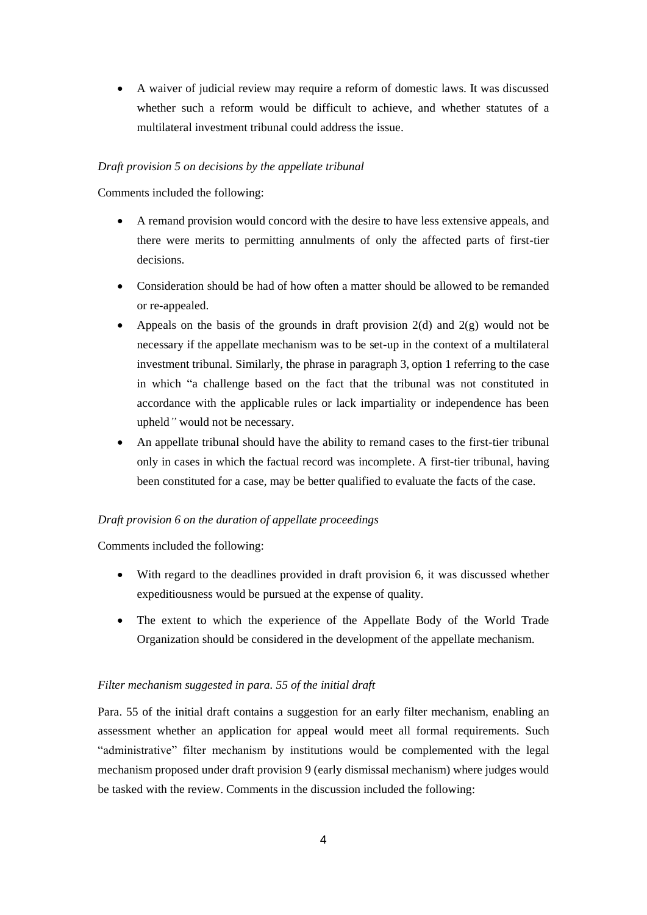- A waiver of judicial review may require a reform of domestic laws. It was discussed whether such a reform would be difficult to achieve, and whether statutes of a multilateral investment tribunal could address the issue.

*Draft provision 5 on decisions by the appellate tribunal*

Comments included the following:

- A remand provision would concord with the desire to have less extensive appeals, and there were merits to permitting annulments of only the affected parts of first-tier decisions.
- Consideration should be had of how often a matter should be allowed to be remanded or re-appealed.
- Appeals on the basis of the grounds in draft provision 2(d) and 2(g) would not be necessary if the appellate mechanism was to be set-up in the context of a multilateral investment tribunal. Similarly, the phrase in paragraph 3, option 1 referring to the case in which "a challenge based on the fact that the tribunal was not constituted in accordance with the applicable rules or lack impartiality or independence has been upheld*"* would not be necessary.
- An appellate tribunal should have the ability to remand cases to the first-tier tribunal only in cases in which the factual record was incomplete. A first-tier tribunal, having been constituted for a case, may be better qualified to evaluate the facts of the case.

*Draft provision 6 on the duration of appellate proceedings*

Comments included the following:

- With regard to the deadlines provided in draft provision 6, it was discussed whether expeditiousness would be pursued at the expense of quality.
- The extent to which the experience of the Appellate Body of the World Trade Organization should be considered in the development of the appellate mechanism.

*Filter mechanism suggested in para. 55 of the initial draft*

Para. 55 of the initial draft contains a suggestion for an early filter mechanism, enabling an assessment whether an application for appeal would meet all formal requirements. Such "administrative" filter mechanism by institutions would be complemented with the legal mechanism proposed under draft provision 9 (early dismissal mechanism) where judges would be tasked with the review. Comments in the discussion included the following: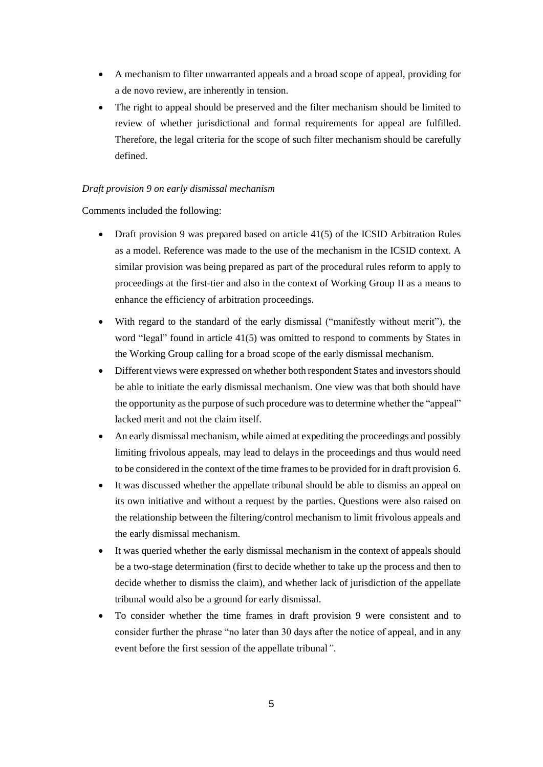- A mechanism to filter unwarranted appeals and a broad scope of appeal, providing for a de novo review, are inherently in tension.
- The right to appeal should be preserved and the filter mechanism should be limited to review of whether jurisdictional and formal requirements for appeal are fulfilled. Therefore, the legal criteria for the scope of such filter mechanism should be carefully defined.

*Draft provision 9 on early dismissal mechanism*

Comments included the following:

- Draft provision 9 was prepared based on article 41(5) of the ICSID Arbitration Rules as a model. Reference was made to the use of the mechanism in the ICSID context. A similar provision was being prepared as part of the procedural rules reform to apply to proceedings at the first-tier and also in the context of Working Group II as a means to enhance the efficiency of arbitration proceedings.
- With regard to the standard of the early dismissal ("manifestly without merit"), the word "legal" found in article 41(5) was omitted to respond to comments by States in the Working Group calling for a broad scope of the early dismissal mechanism.
- Different views were expressed on whether both respondent States and investors should be able to initiate the early dismissal mechanism. One view was that both should have the opportunity as the purpose of such procedure was to determine whether the "appeal" lacked merit and not the claim itself.
- An early dismissal mechanism, while aimed at expediting the proceedings and possibly limiting frivolous appeals, may lead to delays in the proceedings and thus would need to be considered in the context of the time frames to be provided for in draft provision 6.
- It was discussed whether the appellate tribunal should be able to dismiss an appeal on its own initiative and without a request by the parties. Questions were also raised on the relationship between the filtering/control mechanism to limit frivolous appeals and the early dismissal mechanism.
- It was queried whether the early dismissal mechanism in the context of appeals should be a two-stage determination (first to decide whether to take up the process and then to decide whether to dismiss the claim), and whether lack of jurisdiction of the appellate tribunal would also be a ground for early dismissal.
- To consider whether the time frames in draft provision 9 were consistent and to consider further the phrase "no later than 30 days after the notice of appeal, and in any event before the first session of the appellate tribunal".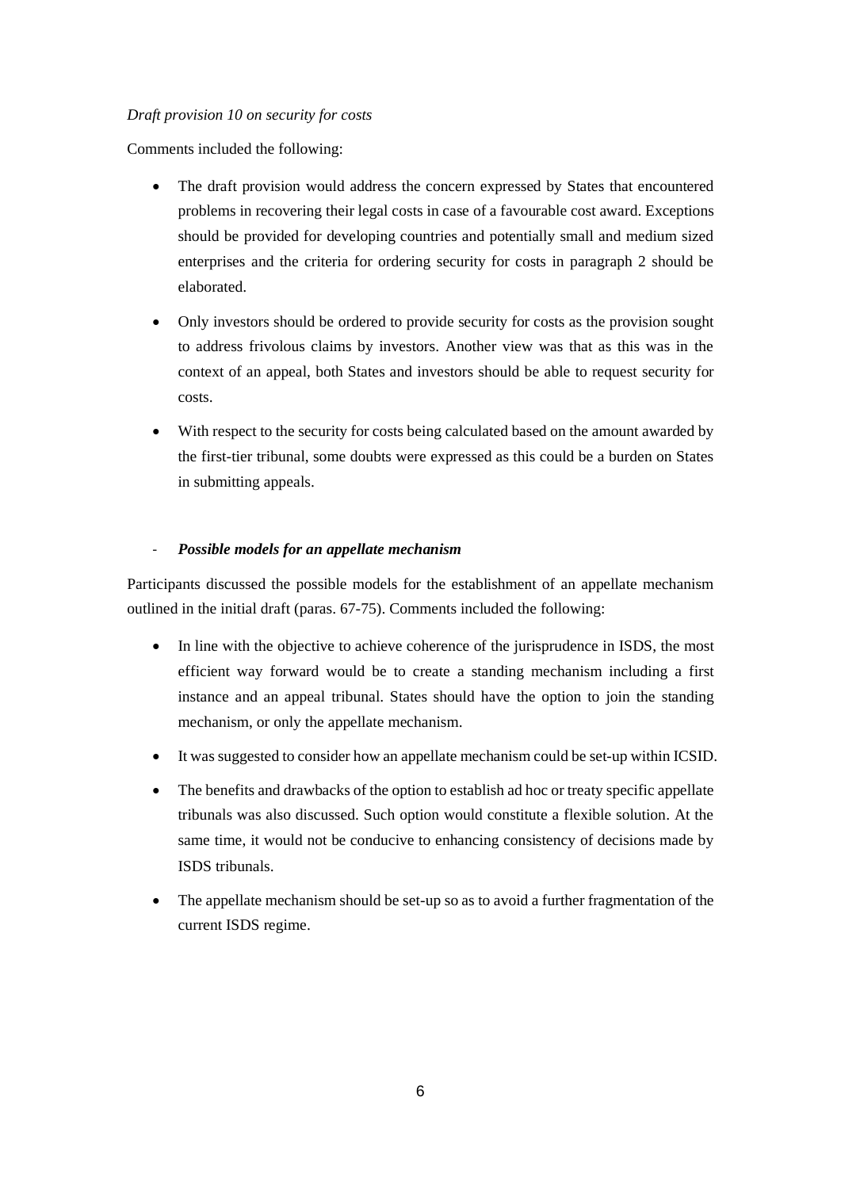*Draft provision 10 on security for costs*

Comments included the following:

- The draft provision would address the concern expressed by States that encountered problems in recovering their legal costs in case of a favourable cost award. Exceptions should be provided for developing countries and potentially small and medium sized enterprises and the criteria for ordering security for costs in paragraph 2 should be elaborated.
- Only investors should be ordered to provide security for costs as the provision sought to address frivolous claims by investors. Another view was that as this was in the context of an appeal, both States and investors should be able to request security for costs.
- With respect to the security for costs being calculated based on the amount awarded by the first-tier tribunal, some doubts were expressed as this could be a burden on States in submitting appeals.

- ***Possible models for an appellate mechanism***

Participants discussed the possible models for the establishment of an appellate mechanism outlined in the initial draft (paras. 67-75). Comments included the following:

- In line with the objective to achieve coherence of the jurisprudence in ISDS, the most efficient way forward would be to create a standing mechanism including a first instance and an appeal tribunal. States should have the option to join the standing mechanism, or only the appellate mechanism.
- It was suggested to consider how an appellate mechanism could be set-up within ICSID.
- The benefits and drawbacks of the option to establish ad hoc or treaty specific appellate tribunals was also discussed. Such option would constitute a flexible solution. At the same time, it would not be conducive to enhancing consistency of decisions made by ISDS tribunals.
- The appellate mechanism should be set-up so as to avoid a further fragmentation of the current ISDS regime.